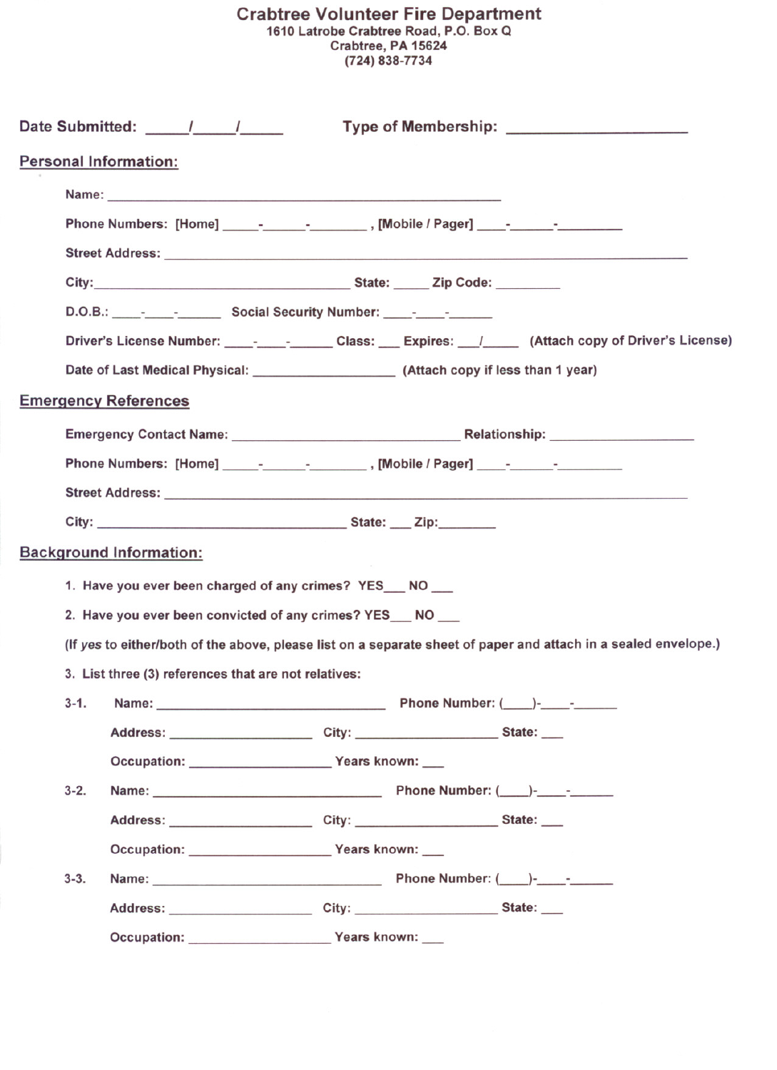# Crabtree Volunteer Fire Department

**1610 Latrobe Crabtree Road, P.O. Box Q**
**Crabtree, PA 15624**
**(724) 838-7734**

**Date Submitted:** _____/_____/_____ **Type of Membership:** ____________________

## Personual Information:

Name: ___________________________________________________

Phone Numbers: [Home] _____-______-________ , [Mobile / Pager] ____-______-_________

Street Address: ______________________________________________________________________

City:_________________________________ State: _____ Zip Code: _________

D.O.B.: ____-____-______ Social Security Number: ____-____-______

Driver's License Number: ____-____-______ Class: ___ Expires: ___/_____ (Attach copy of Driver's License)

Date of Last Medical Physical: __________________ (Attach copy if less than 1 year)

## Emergency References

Emergency Contact Name: _____________________________ Relationship: ___________________

Phone Numbers: [Home] _____-______-________ , [Mobile / Pager] ____-______-_________

Street Address: ______________________________________________________________________

City: ________________________________ State: ___ Zip:________

## Background Information:

1. Have you ever been charged of any crimes? YES___ NO ___
2. Have you ever been convicted of any crimes? YES___ NO ___

(If *yes* to either/both of the above, please list on a separate sheet of paper and attach in a sealed envelope.)

3. List three (3) references that are not relatives:

3-1. Name: _____________________________ Phone Number: (____)-____-______

Address: __________________ City: __________________ State: ___

Occupation: __________________ Years known: ___

3-2. Name: _____________________________ Phone Number: (____)-____-______

Address: __________________ City: __________________ State: ___

Occupation: __________________ Years known: ___

3-3. Name: _____________________________ Phone Number: (____)-____-______

Address: __________________ City: __________________ State: ___

Occupation: __________________ Years known: ___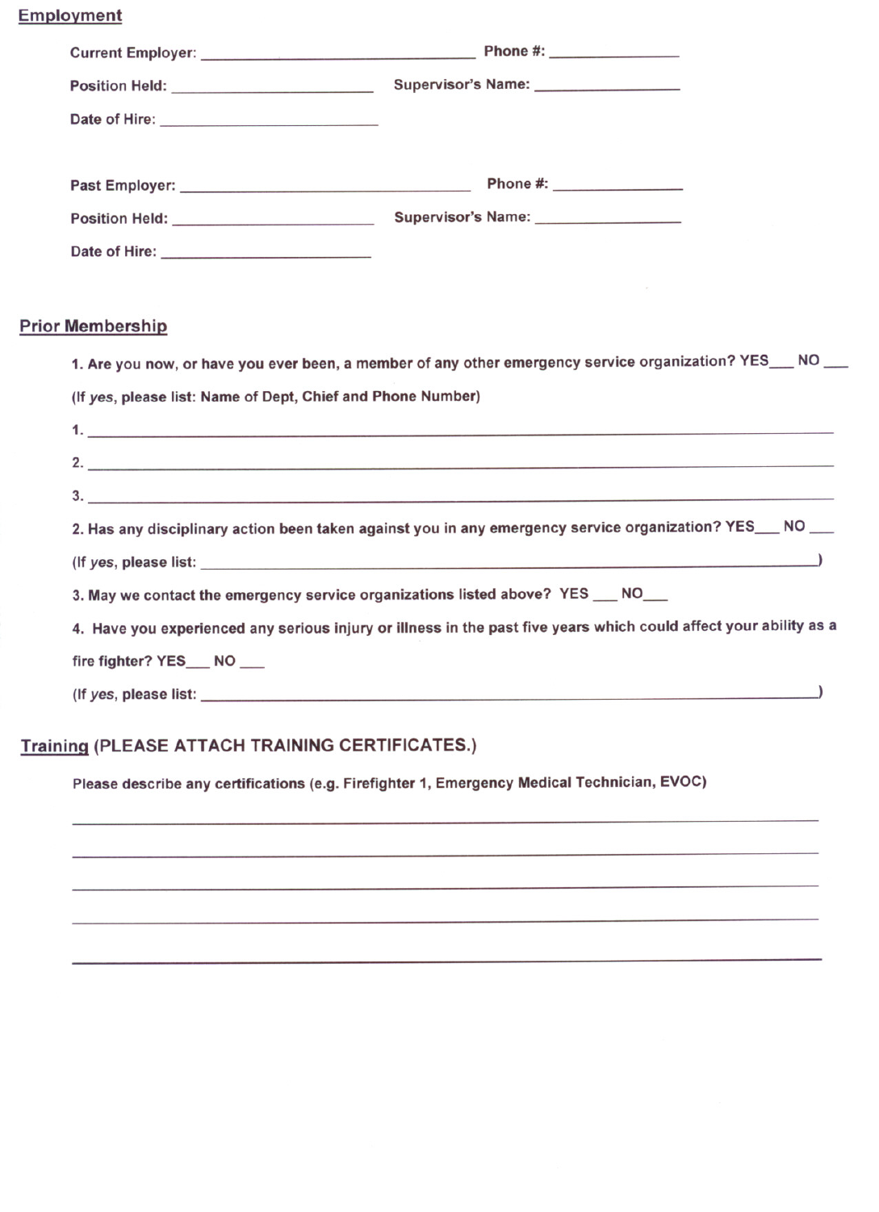## Employment

**Current Employer:** ______________________________ **Phone #:** ______________

**Position Held:** ______________________ **Supervisor's Name:** ________________

**Date of Hire:** ______________________

**Past Employer:** ______________________________ **Phone #:** ______________

**Position Held:** ______________________ **Supervisor's Name:** ________________

**Date of Hire:** ______________________

## Prior Membership

**1. Are you now, or have you ever been, a member of any other emergency service organization? YES___ NO ___**

**(If *yes*, please list: Name of Dept, Chief and Phone Number)**

**1.** ____________________________________________________________

**2.** ____________________________________________________________

**3.** ____________________________________________________________

**2. Has any disciplinary action been taken against you in any emergency service organization? YES___ NO ___**

**(If *yes*, please list: ____________________________________________________)**

**3. May we contact the emergency service organizations listed above? YES ___ NO___**

**4. Have you experienced any serious injury or illness in the past five years which could affect your ability as a fire fighter? YES___ NO ___**

**(If *yes*, please list: ____________________________________________________)**

## Training (PLEASE ATTACH TRAINING CERTIFICATES.)

**Please describe any certifications (e.g. Firefighter 1, Emergency Medical Technician, EVOC)**

____________________________________________________________

____________________________________________________________

____________________________________________________________

____________________________________________________________

____________________________________________________________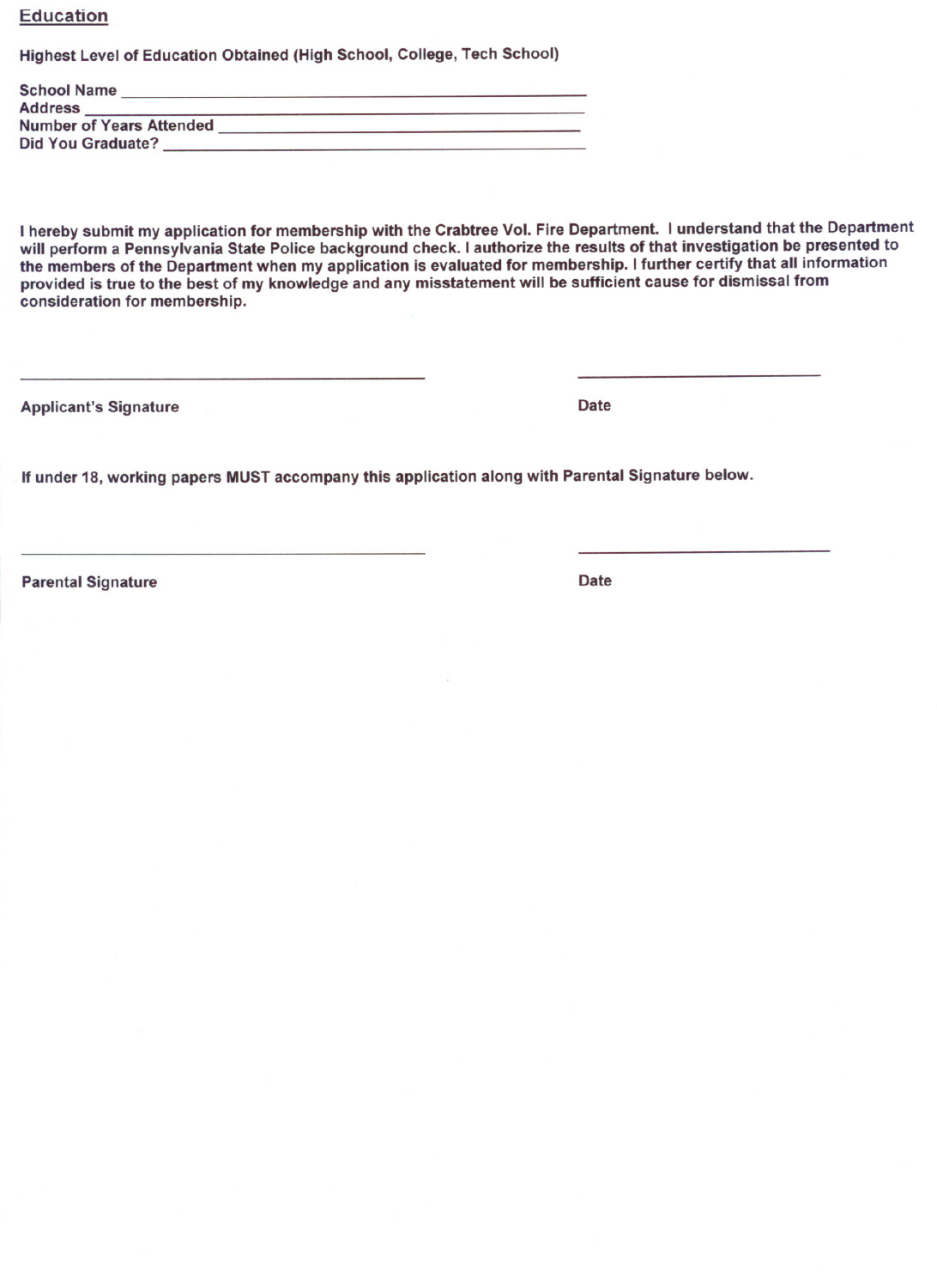## Education

**Highest Level of Education Obtained (High School, College, Tech School)**

School Name ____________________________________________

Address ________________________________________________

Number of Years Attended ________________________________

Did You Graduate? _______________________________________

I hereby submit my application for membership with the Crabtree Vol. Fire Department. I understand that the Department will perform a Pennsylvania State Police background check. I authorize the results of that investigation be presented to the members of the Department when my application is evaluated for membership. I further certify that all information provided is true to the best of my knowledge and any misstatement will be sufficient cause for dismissal from consideration for membership.

______________________________ ______________________

Applicant's Signature Date

If under 18, working papers MUST accompany this application along with Parental Signature below.

______________________________ ______________________

Parental Signature Date